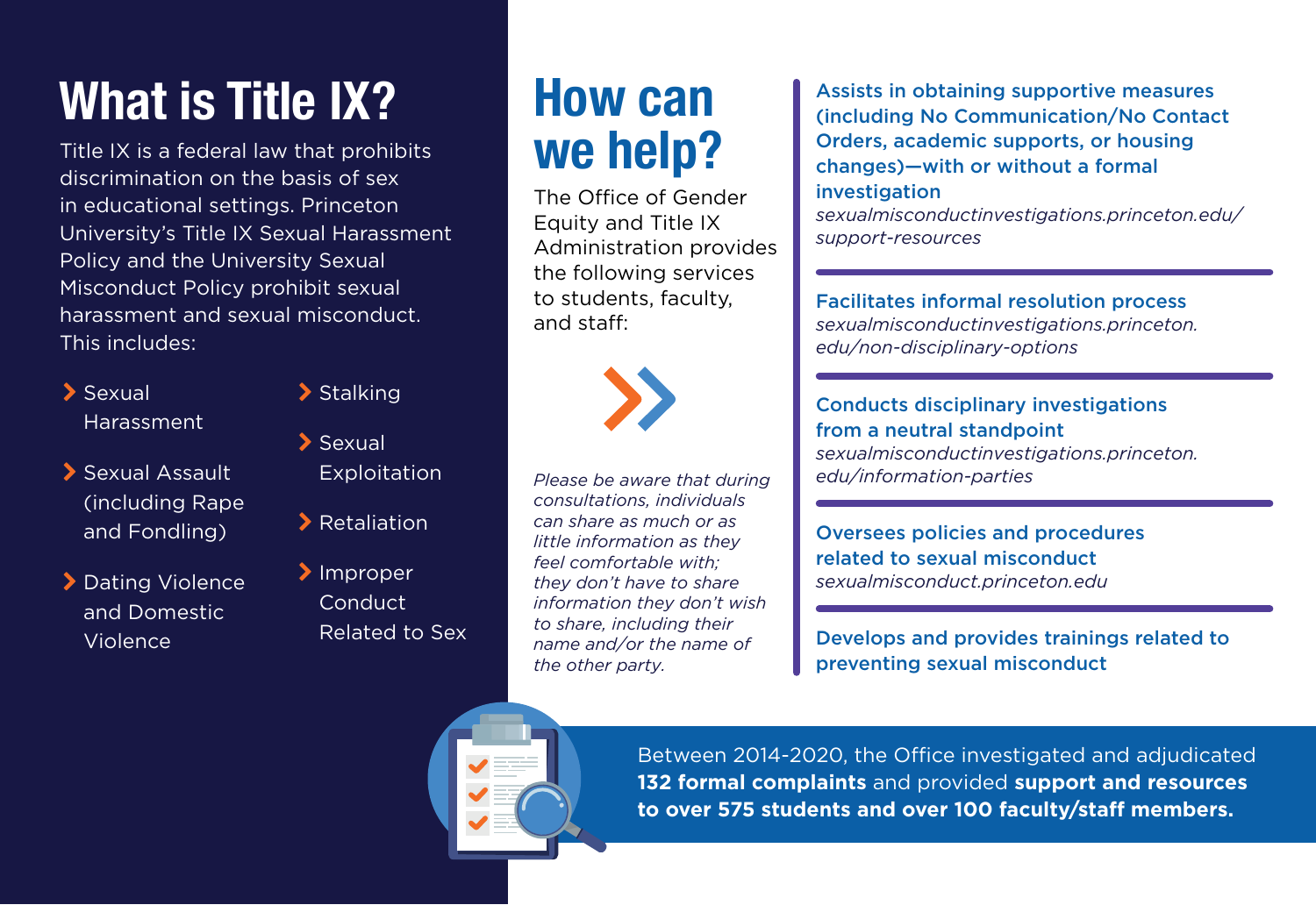# What is Title IX?

Title IX is a federal law that prohibits discrimination on the basis of sex in educational settings. Princeton University's Title IX Sexual Harassment Policy and the University Sexual Misconduct Policy prohibit sexual harassment and sexual misconduct. This includes:

- Sexual Harassment
- Sexual Assault (including Rape and Fondling)
- Dating Violence and Domestic Violence
- Stalking
- Sexual Exploitation
- Retaliation
- Improper Conduct Related to Sex

# How can we help?

The Office of Gender Equity and Title IX Administration provides the following services to students, faculty, and staff:

*Please be aware that during consultations, individuals can share as much or as little information as they feel comfortable with; they don't have to share information they don't wish to share, including their name and/or the name of the other party.*

**Assists in obtaining supportive measures (including No Communication/No Contact Orders, academic supports, or housing changes)—with or without a formal investigation**
*sexualmisconductinvestigations.princeton.edu/support-resources*

**Facilitates informal resolution process**
*sexualmisconductinvestigations.princeton.edu/non-disciplinary-options*

**Conducts disciplinary investigations from a neutral standpoint**
*sexualmisconductinvestigations.princeton.edu/information-parties*

**Oversees policies and procedures related to sexual misconduct**
*sexualmisconduct.princeton.edu*

**Develops and provides trainings related to preventing sexual misconduct**

Between 2014-2020, the Office investigated and adjudicated **132 formal complaints** and provided **support and resources to over 575 students and over 100 faculty/staff members.**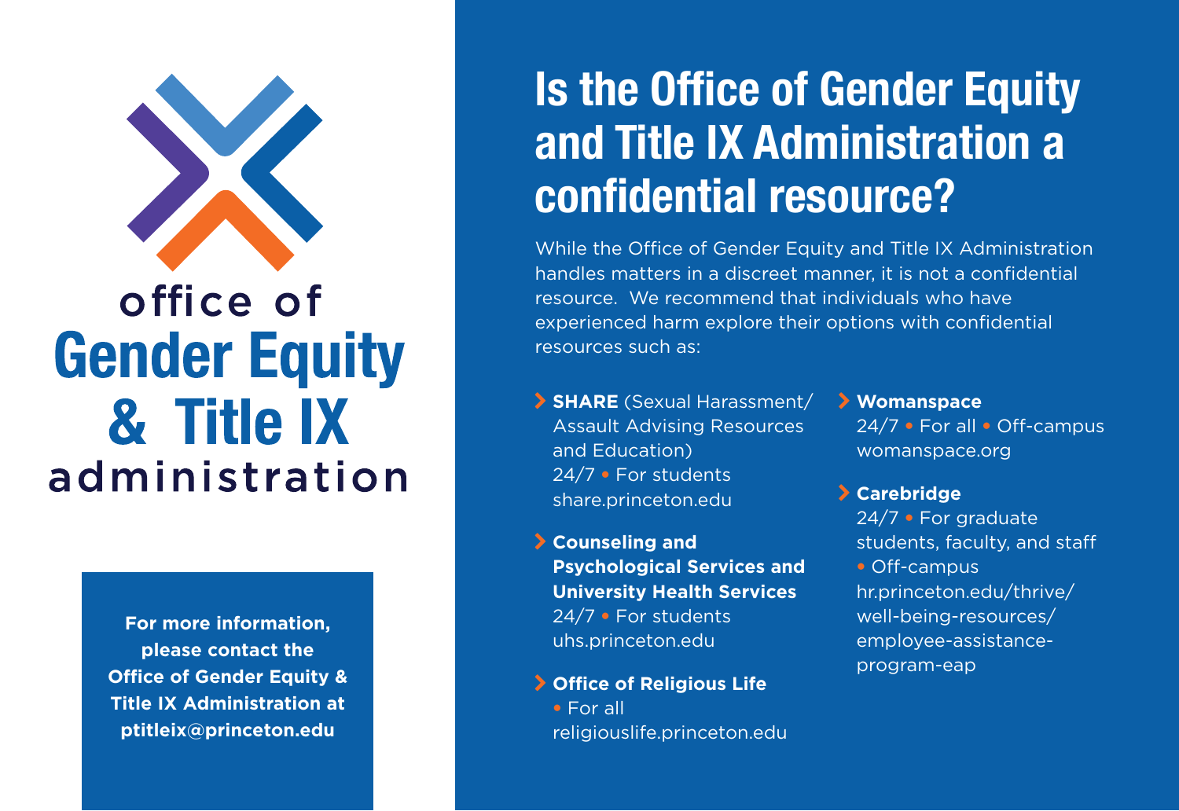office of
**Gender Equity & Title IX**
administration

**For more information, please contact the Office of Gender Equity & Title IX Administration at ptitleix@princeton.edu**

# Is the Office of Gender Equity and Title IX Administration a confidential resource?

While the Office of Gender Equity and Title IX Administration handles matters in a discreet manner, it is not a confidential resource. We recommend that individuals who have experienced harm explore their options with confidential resources such as:

- **SHARE** (Sexual Harassment/ Assault Advising Resources and Education)
  24/7 • For students
  share.princeton.edu

- **Counseling and Psychological Services and University Health Services**
  24/7 • For students
  uhs.princeton.edu

- **Office of Religious Life**
  • For all
  religiouslife.princeton.edu

- **Womanspace**
  24/7 • For all • Off-campus
  womanspace.org

- **Carebridge**
  24/7 • For graduate students, faculty, and staff • Off-campus
  hr.princeton.edu/thrive/well-being-resources/employee-assistance-program-eap